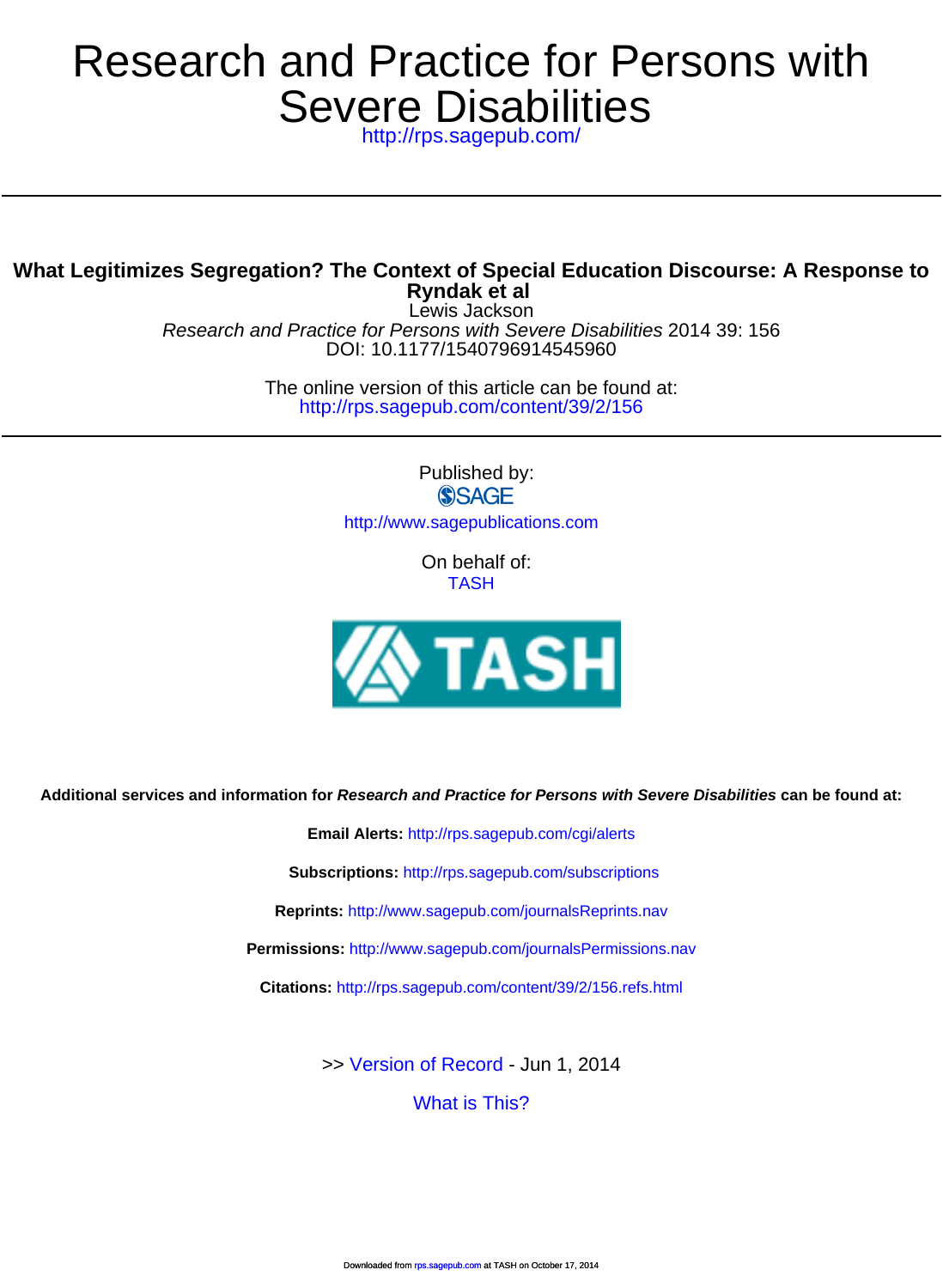# Research and Practice for Persons with Severe Disabilities

http://rps.sagepub.com/

---

## What Legitimizes Segregation? The Context of Special Education Discourse: A Response to Ryndak et al

Lewis Jackson

*Research and Practice for Persons with Severe Disabilities* 2014 39: 156

DOI: 10.1177/1540796914545960

The online version of this article can be found at:

http://rps.sagepub.com/content/39/2/156

---

Published by:

SAGE

http://www.sagepublications.com

On behalf of:

TASH

TASH

**Additional services and information for *Research and Practice for Persons with Severe Disabilities* can be found at:**

**Email Alerts:** http://rps.sagepub.com/cgi/alerts

**Subscriptions:** http://rps.sagepub.com/subscriptions

**Reprints:** http://www.sagepub.com/journalsReprints.nav

**Permissions:** http://www.sagepub.com/journalsPermissions.nav

**Citations:** http://rps.sagepub.com/content/39/2/156.refs.html

>> Version of Record - Jun 1, 2014

What is This?

Downloaded from rps.sagepub.com at TASH on October 17, 2014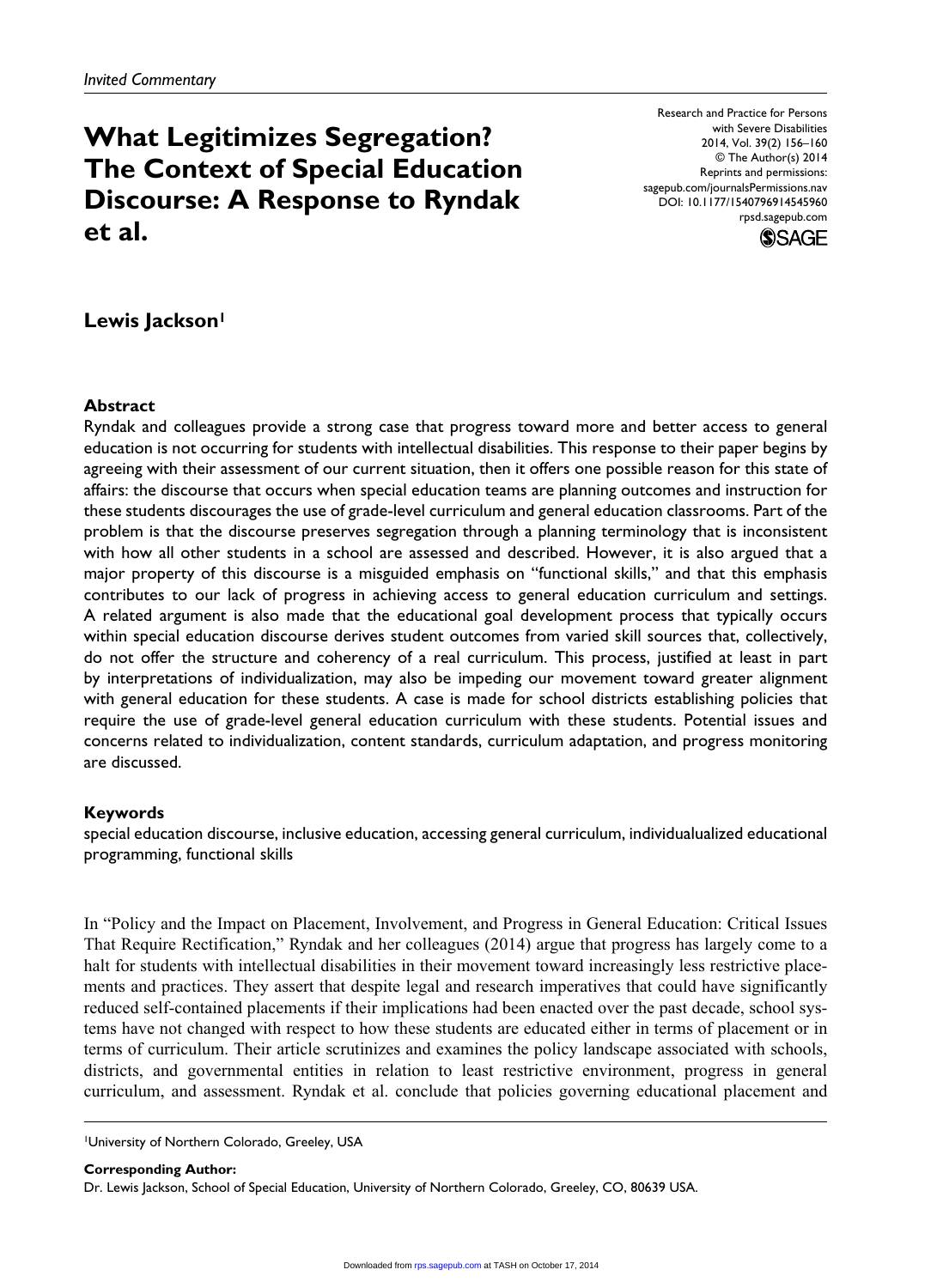*Invited Commentary*

# What Legitimizes Segregation? The Context of Special Education Discourse: A Response to Ryndak et al.

**Lewis Jackson[1]**

### Abstract

Ryndak and colleagues provide a strong case that progress toward more and better access to general education is not occurring for students with intellectual disabilities. This response to their paper begins by agreeing with their assessment of our current situation, then it offers one possible reason for this state of affairs: the discourse that occurs when special education teams are planning outcomes and instruction for these students discourages the use of grade-level curriculum and general education classrooms. Part of the problem is that the discourse preserves segregation through a planning terminology that is inconsistent with how all other students in a school are assessed and described. However, it is also argued that a major property of this discourse is a misguided emphasis on "functional skills," and that this emphasis contributes to our lack of progress in achieving access to general education curriculum and settings. A related argument is also made that the educational goal development process that typically occurs within special education discourse derives student outcomes from varied skill sources that, collectively, do not offer the structure and coherency of a real curriculum. This process, justified at least in part by interpretations of individualization, may also be impeding our movement toward greater alignment with general education for these students. A case is made for school districts establishing policies that require the use of grade-level general education curriculum with these students. Potential issues and concerns related to individualization, content standards, curriculum adaptation, and progress monitoring are discussed.

### Keywords

special education discourse, inclusive education, accessing general curriculum, individualualized educational programming, functional skills

In "Policy and the Impact on Placement, Involvement, and Progress in General Education: Critical Issues That Require Rectification," Ryndak and her colleagues (2014) argue that progress has largely come to a halt for students with intellectual disabilities in their movement toward increasingly less restrictive placements and practices. They assert that despite legal and research imperatives that could have significantly reduced self-contained placements if their implications had been enacted over the past decade, school systems have not changed with respect to how these students are educated either in terms of placement or in terms of curriculum. Their article scrutinizes and examines the policy landscape associated with schools, districts, and governmental entities in relation to least restrictive environment, progress in general curriculum, and assessment. Ryndak et al. conclude that policies governing educational placement and

[1]University of Northern Colorado, Greeley, USA

**Corresponding Author:**
Dr. Lewis Jackson, School of Special Education, University of Northern Colorado, Greeley, CO, 80639 USA.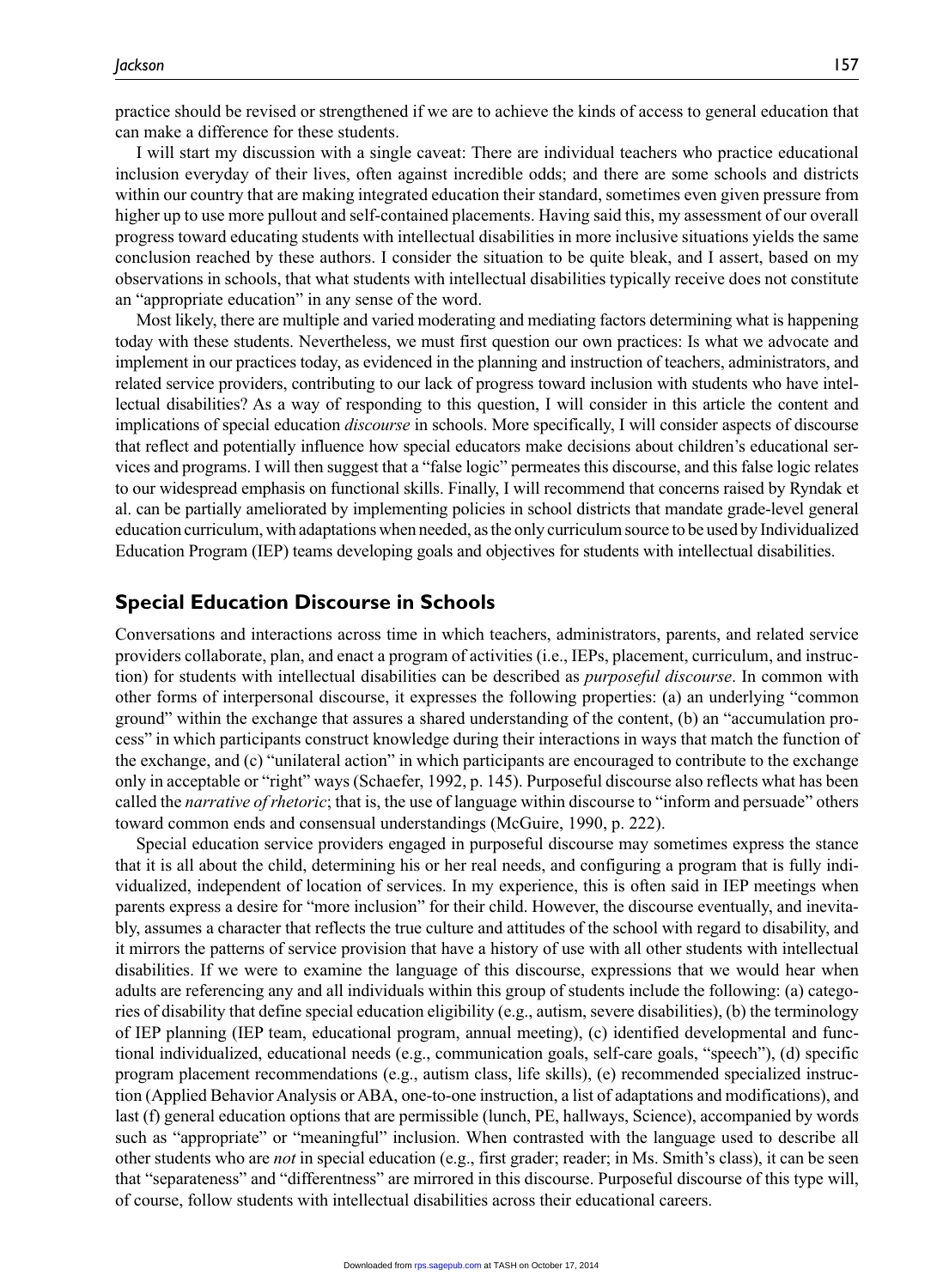practice should be revised or strengthened if we are to achieve the kinds of access to general education that can make a difference for these students.

I will start my discussion with a single caveat: There are individual teachers who practice educational inclusion everyday of their lives, often against incredible odds; and there are some schools and districts within our country that are making integrated education their standard, sometimes even given pressure from higher up to use more pullout and self-contained placements. Having said this, my assessment of our overall progress toward educating students with intellectual disabilities in more inclusive situations yields the same conclusion reached by these authors. I consider the situation to be quite bleak, and I assert, based on my observations in schools, that what students with intellectual disabilities typically receive does not constitute an "appropriate education" in any sense of the word.

Most likely, there are multiple and varied moderating and mediating factors determining what is happening today with these students. Nevertheless, we must first question our own practices: Is what we advocate and implement in our practices today, as evidenced in the planning and instruction of teachers, administrators, and related service providers, contributing to our lack of progress toward inclusion with students who have intellectual disabilities? As a way of responding to this question, I will consider in this article the content and implications of special education *discourse* in schools. More specifically, I will consider aspects of discourse that reflect and potentially influence how special educators make decisions about children's educational services and programs. I will then suggest that a "false logic" permeates this discourse, and this false logic relates to our widespread emphasis on functional skills. Finally, I will recommend that concerns raised by Ryndak et al. can be partially ameliorated by implementing policies in school districts that mandate grade-level general education curriculum, with adaptations when needed, as the only curriculum source to be used by Individualized Education Program (IEP) teams developing goals and objectives for students with intellectual disabilities.

## Special Education Discourse in Schools

Conversations and interactions across time in which teachers, administrators, parents, and related service providers collaborate, plan, and enact a program of activities (i.e., IEPs, placement, curriculum, and instruction) for students with intellectual disabilities can be described as *purposeful discourse*. In common with other forms of interpersonal discourse, it expresses the following properties: (a) an underlying "common ground" within the exchange that assures a shared understanding of the content, (b) an "accumulation process" in which participants construct knowledge during their interactions in ways that match the function of the exchange, and (c) "unilateral action" in which participants are encouraged to contribute to the exchange only in acceptable or "right" ways (Schaefer, 1992, p. 145). Purposeful discourse also reflects what has been called the *narrative of rhetoric*; that is, the use of language within discourse to "inform and persuade" others toward common ends and consensual understandings (McGuire, 1990, p. 222).

Special education service providers engaged in purposeful discourse may sometimes express the stance that it is all about the child, determining his or her real needs, and configuring a program that is fully individualized, independent of location of services. In my experience, this is often said in IEP meetings when parents express a desire for "more inclusion" for their child. However, the discourse eventually, and inevitably, assumes a character that reflects the true culture and attitudes of the school with regard to disability, and it mirrors the patterns of service provision that have a history of use with all other students with intellectual disabilities. If we were to examine the language of this discourse, expressions that we would hear when adults are referencing any and all individuals within this group of students include the following: (a) categories of disability that define special education eligibility (e.g., autism, severe disabilities), (b) the terminology of IEP planning (IEP team, educational program, annual meeting), (c) identified developmental and functional individualized, educational needs (e.g., communication goals, self-care goals, "speech"), (d) specific program placement recommendations (e.g., autism class, life skills), (e) recommended specialized instruction (Applied Behavior Analysis or ABA, one-to-one instruction, a list of adaptations and modifications), and last (f) general education options that are permissible (lunch, PE, hallways, Science), accompanied by words such as "appropriate" or "meaningful" inclusion. When contrasted with the language used to describe all other students who are *not* in special education (e.g., first grader; reader; in Ms. Smith's class), it can be seen that "separateness" and "differentness" are mirrored in this discourse. Purposeful discourse of this type will, of course, follow students with intellectual disabilities across their educational careers.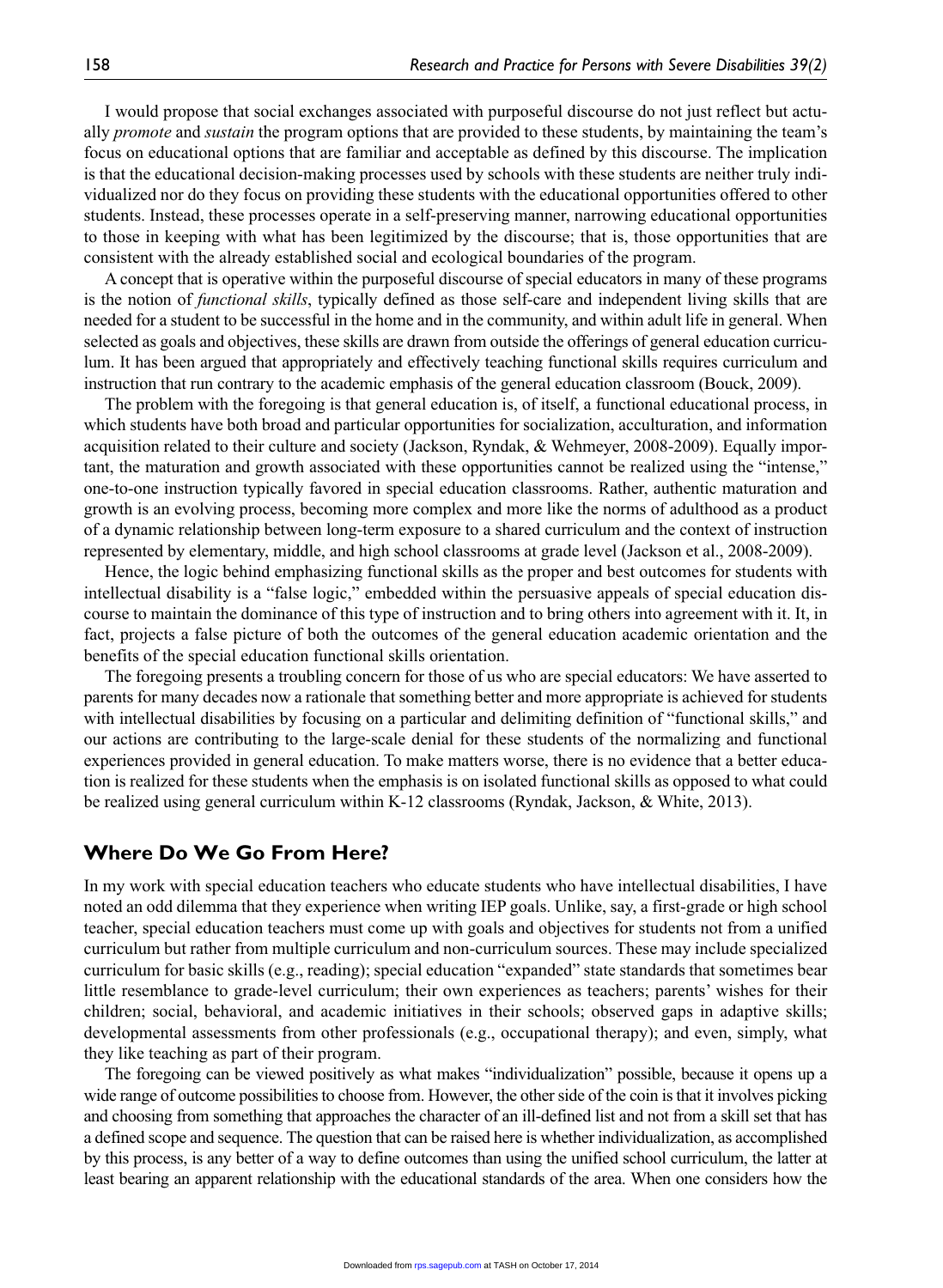I would propose that social exchanges associated with purposeful discourse do not just reflect but actually *promote* and *sustain* the program options that are provided to these students, by maintaining the team's focus on educational options that are familiar and acceptable as defined by this discourse. The implication is that the educational decision-making processes used by schools with these students are neither truly individualized nor do they focus on providing these students with the educational opportunities offered to other students. Instead, these processes operate in a self-preserving manner, narrowing educational opportunities to those in keeping with what has been legitimized by the discourse; that is, those opportunities that are consistent with the already established social and ecological boundaries of the program.

A concept that is operative within the purposeful discourse of special educators in many of these programs is the notion of *functional skills*, typically defined as those self-care and independent living skills that are needed for a student to be successful in the home and in the community, and within adult life in general. When selected as goals and objectives, these skills are drawn from outside the offerings of general education curriculum. It has been argued that appropriately and effectively teaching functional skills requires curriculum and instruction that run contrary to the academic emphasis of the general education classroom (Bouck, 2009).

The problem with the foregoing is that general education is, of itself, a functional educational process, in which students have both broad and particular opportunities for socialization, acculturation, and information acquisition related to their culture and society (Jackson, Ryndak, & Wehmeyer, 2008-2009). Equally important, the maturation and growth associated with these opportunities cannot be realized using the "intense," one-to-one instruction typically favored in special education classrooms. Rather, authentic maturation and growth is an evolving process, becoming more complex and more like the norms of adulthood as a product of a dynamic relationship between long-term exposure to a shared curriculum and the context of instruction represented by elementary, middle, and high school classrooms at grade level (Jackson et al., 2008-2009).

Hence, the logic behind emphasizing functional skills as the proper and best outcomes for students with intellectual disability is a "false logic," embedded within the persuasive appeals of special education discourse to maintain the dominance of this type of instruction and to bring others into agreement with it. It, in fact, projects a false picture of both the outcomes of the general education academic orientation and the benefits of the special education functional skills orientation.

The foregoing presents a troubling concern for those of us who are special educators: We have asserted to parents for many decades now a rationale that something better and more appropriate is achieved for students with intellectual disabilities by focusing on a particular and delimiting definition of "functional skills," and our actions are contributing to the large-scale denial for these students of the normalizing and functional experiences provided in general education. To make matters worse, there is no evidence that a better education is realized for these students when the emphasis is on isolated functional skills as opposed to what could be realized using general curriculum within K-12 classrooms (Ryndak, Jackson, & White, 2013).

## Where Do We Go From Here?

In my work with special education teachers who educate students who have intellectual disabilities, I have noted an odd dilemma that they experience when writing IEP goals. Unlike, say, a first-grade or high school teacher, special education teachers must come up with goals and objectives for students not from a unified curriculum but rather from multiple curriculum and non-curriculum sources. These may include specialized curriculum for basic skills (e.g., reading); special education "expanded" state standards that sometimes bear little resemblance to grade-level curriculum; their own experiences as teachers; parents' wishes for their children; social, behavioral, and academic initiatives in their schools; observed gaps in adaptive skills; developmental assessments from other professionals (e.g., occupational therapy); and even, simply, what they like teaching as part of their program.

The foregoing can be viewed positively as what makes "individualization" possible, because it opens up a wide range of outcome possibilities to choose from. However, the other side of the coin is that it involves picking and choosing from something that approaches the character of an ill-defined list and not from a skill set that has a defined scope and sequence. The question that can be raised here is whether individualization, as accomplished by this process, is any better of a way to define outcomes than using the unified school curriculum, the latter at least bearing an apparent relationship with the educational standards of the area. When one considers how the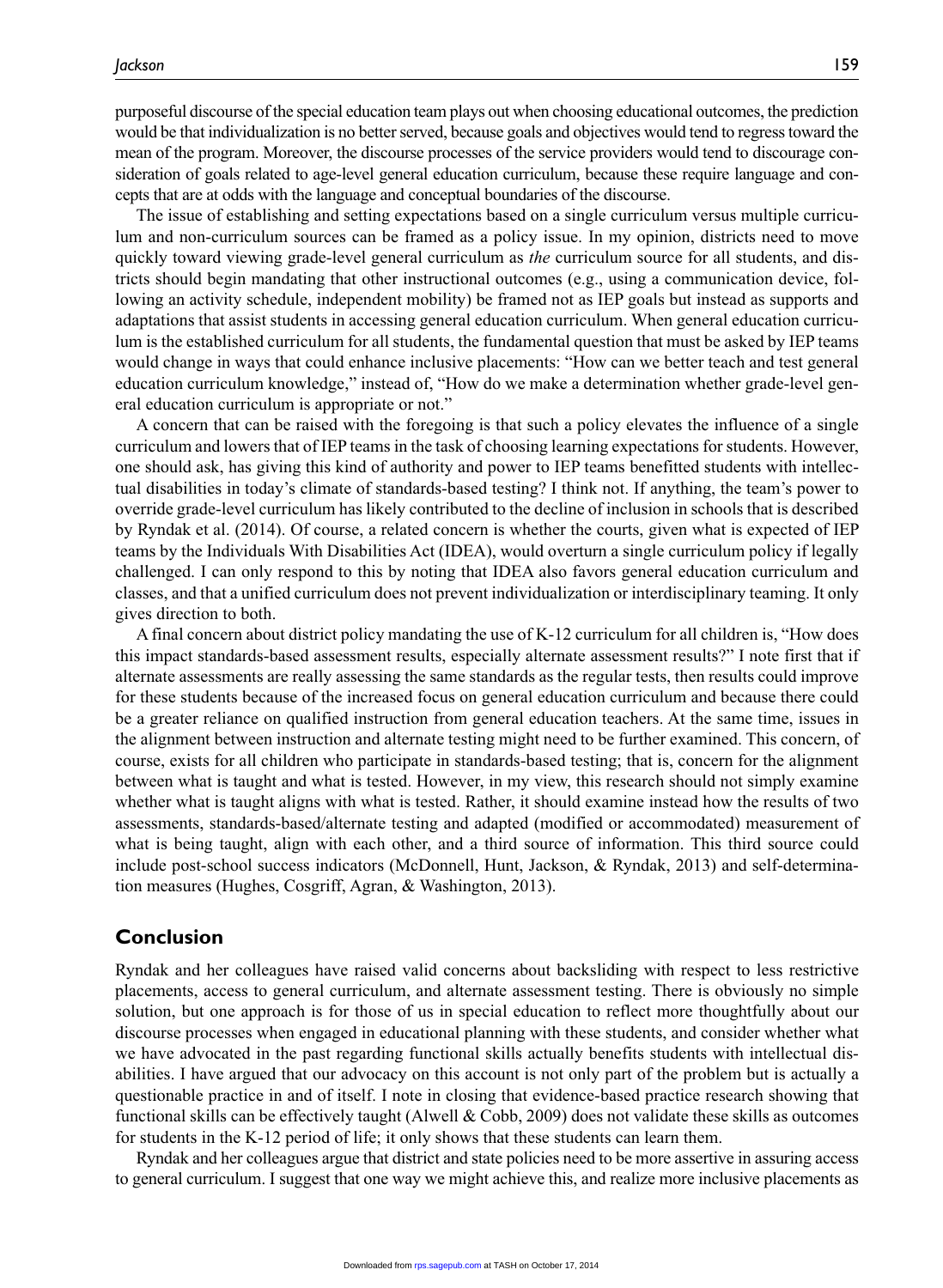purposeful discourse of the special education team plays out when choosing educational outcomes, the prediction would be that individualization is no better served, because goals and objectives would tend to regress toward the mean of the program. Moreover, the discourse processes of the service providers would tend to discourage consideration of goals related to age-level general education curriculum, because these require language and concepts that are at odds with the language and conceptual boundaries of the discourse.

The issue of establishing and setting expectations based on a single curriculum versus multiple curriculum and non-curriculum sources can be framed as a policy issue. In my opinion, districts need to move quickly toward viewing grade-level general curriculum as *the* curriculum source for all students, and districts should begin mandating that other instructional outcomes (e.g., using a communication device, following an activity schedule, independent mobility) be framed not as IEP goals but instead as supports and adaptations that assist students in accessing general education curriculum. When general education curriculum is the established curriculum for all students, the fundamental question that must be asked by IEP teams would change in ways that could enhance inclusive placements: "How can we better teach and test general education curriculum knowledge," instead of, "How do we make a determination whether grade-level general education curriculum is appropriate or not."

A concern that can be raised with the foregoing is that such a policy elevates the influence of a single curriculum and lowers that of IEP teams in the task of choosing learning expectations for students. However, one should ask, has giving this kind of authority and power to IEP teams benefitted students with intellectual disabilities in today's climate of standards-based testing? I think not. If anything, the team's power to override grade-level curriculum has likely contributed to the decline of inclusion in schools that is described by Ryndak et al. (2014). Of course, a related concern is whether the courts, given what is expected of IEP teams by the Individuals With Disabilities Act (IDEA), would overturn a single curriculum policy if legally challenged. I can only respond to this by noting that IDEA also favors general education curriculum and classes, and that a unified curriculum does not prevent individualization or interdisciplinary teaming. It only gives direction to both.

A final concern about district policy mandating the use of K-12 curriculum for all children is, "How does this impact standards-based assessment results, especially alternate assessment results?" I note first that if alternate assessments are really assessing the same standards as the regular tests, then results could improve for these students because of the increased focus on general education curriculum and because there could be a greater reliance on qualified instruction from general education teachers. At the same time, issues in the alignment between instruction and alternate testing might need to be further examined. This concern, of course, exists for all children who participate in standards-based testing; that is, concern for the alignment between what is taught and what is tested. However, in my view, this research should not simply examine whether what is taught aligns with what is tested. Rather, it should examine instead how the results of two assessments, standards-based/alternate testing and adapted (modified or accommodated) measurement of what is being taught, align with each other, and a third source of information. This third source could include post-school success indicators (McDonnell, Hunt, Jackson, & Ryndak, 2013) and self-determination measures (Hughes, Cosgriff, Agran, & Washington, 2013).

## Conclusion

Ryndak and her colleagues have raised valid concerns about backsliding with respect to less restrictive placements, access to general curriculum, and alternate assessment testing. There is obviously no simple solution, but one approach is for those of us in special education to reflect more thoughtfully about our discourse processes when engaged in educational planning with these students, and consider whether what we have advocated in the past regarding functional skills actually benefits students with intellectual disabilities. I have argued that our advocacy on this account is not only part of the problem but is actually a questionable practice in and of itself. I note in closing that evidence-based practice research showing that functional skills can be effectively taught (Alwell & Cobb, 2009) does not validate these skills as outcomes for students in the K-12 period of life; it only shows that these students can learn them.

Ryndak and her colleagues argue that district and state policies need to be more assertive in assuring access to general curriculum. I suggest that one way we might achieve this, and realize more inclusive placements as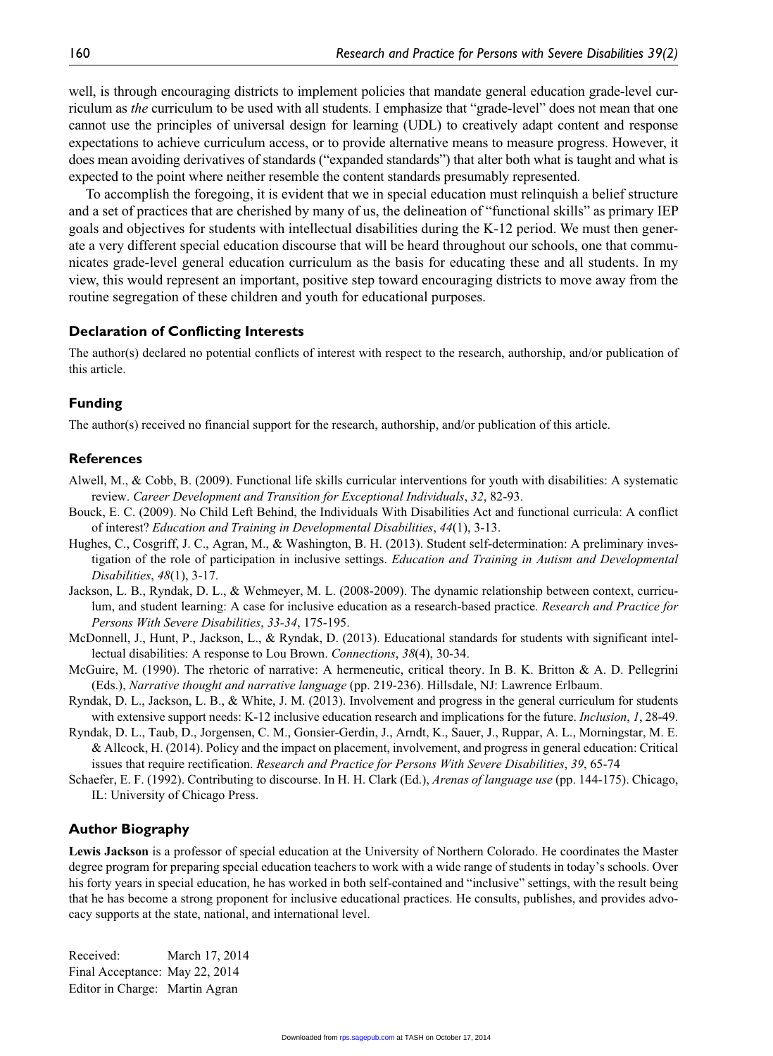well, is through encouraging districts to implement policies that mandate general education grade-level curriculum as *the* curriculum to be used with all students. I emphasize that "grade-level" does not mean that one cannot use the principles of universal design for learning (UDL) to creatively adapt content and response expectations to achieve curriculum access, or to provide alternative means to measure progress. However, it does mean avoiding derivatives of standards ("expanded standards") that alter both what is taught and what is expected to the point where neither resemble the content standards presumably represented.

To accomplish the foregoing, it is evident that we in special education must relinquish a belief structure and a set of practices that are cherished by many of us, the delineation of "functional skills" as primary IEP goals and objectives for students with intellectual disabilities during the K-12 period. We must then generate a very different special education discourse that will be heard throughout our schools, one that communicates grade-level general education curriculum as the basis for educating these and all students. In my view, this would represent an important, positive step toward encouraging districts to move away from the routine segregation of these children and youth for educational purposes.

### Declaration of Conflicting Interests

The author(s) declared no potential conflicts of interest with respect to the research, authorship, and/or publication of this article.

### Funding

The author(s) received no financial support for the research, authorship, and/or publication of this article.

### References

Alwell, M., & Cobb, B. (2009). Functional life skills curricular interventions for youth with disabilities: A systematic review. *Career Development and Transition for Exceptional Individuals*, *32*, 82-93.

Bouck, E. C. (2009). No Child Left Behind, the Individuals With Disabilities Act and functional curricula: A conflict of interest? *Education and Training in Developmental Disabilities*, *44*(1), 3-13.

Hughes, C., Cosgriff, J. C., Agran, M., & Washington, B. H. (2013). Student self-determination: A preliminary investigation of the role of participation in inclusive settings. *Education and Training in Autism and Developmental Disabilities*, *48*(1), 3-17.

Jackson, L. B., Ryndak, D. L., & Wehmeyer, M. L. (2008-2009). The dynamic relationship between context, curriculum, and student learning: A case for inclusive education as a research-based practice. *Research and Practice for Persons With Severe Disabilities*, *33-34*, 175-195.

McDonnell, J., Hunt, P., Jackson, L., & Ryndak, D. (2013). Educational standards for students with significant intellectual disabilities: A response to Lou Brown. *Connections*, *38*(4), 30-34.

McGuire, M. (1990). The rhetoric of narrative: A hermeneutic, critical theory. In B. K. Britton & A. D. Pellegrini (Eds.), *Narrative thought and narrative language* (pp. 219-236). Hillsdale, NJ: Lawrence Erlbaum.

Ryndak, D. L., Jackson, L. B., & White, J. M. (2013). Involvement and progress in the general curriculum for students with extensive support needs: K-12 inclusive education research and implications for the future. *Inclusion*, *1*, 28-49.

Ryndak, D. L., Taub, D., Jorgensen, C. M., Gonsier-Gerdin, J., Arndt, K., Sauer, J., Ruppar, A. L., Morningstar, M. E. & Allcock, H. (2014). Policy and the impact on placement, involvement, and progress in general education: Critical issues that require rectification. *Research and Practice for Persons With Severe Disabilities*, *39*, 65-74

Schaefer, E. F. (1992). Contributing to discourse. In H. H. Clark (Ed.), *Arenas of language use* (pp. 144-175). Chicago, IL: University of Chicago Press.

### Author Biography

**Lewis Jackson** is a professor of special education at the University of Northern Colorado. He coordinates the Master degree program for preparing special education teachers to work with a wide range of students in today's schools. Over his forty years in special education, he has worked in both self-contained and "inclusive" settings, with the result being that he has become a strong proponent for inclusive educational practices. He consults, publishes, and provides advocacy supports at the state, national, and international level.

Received: March 17, 2014
Final Acceptance: May 22, 2014
Editor in Charge: Martin Agran